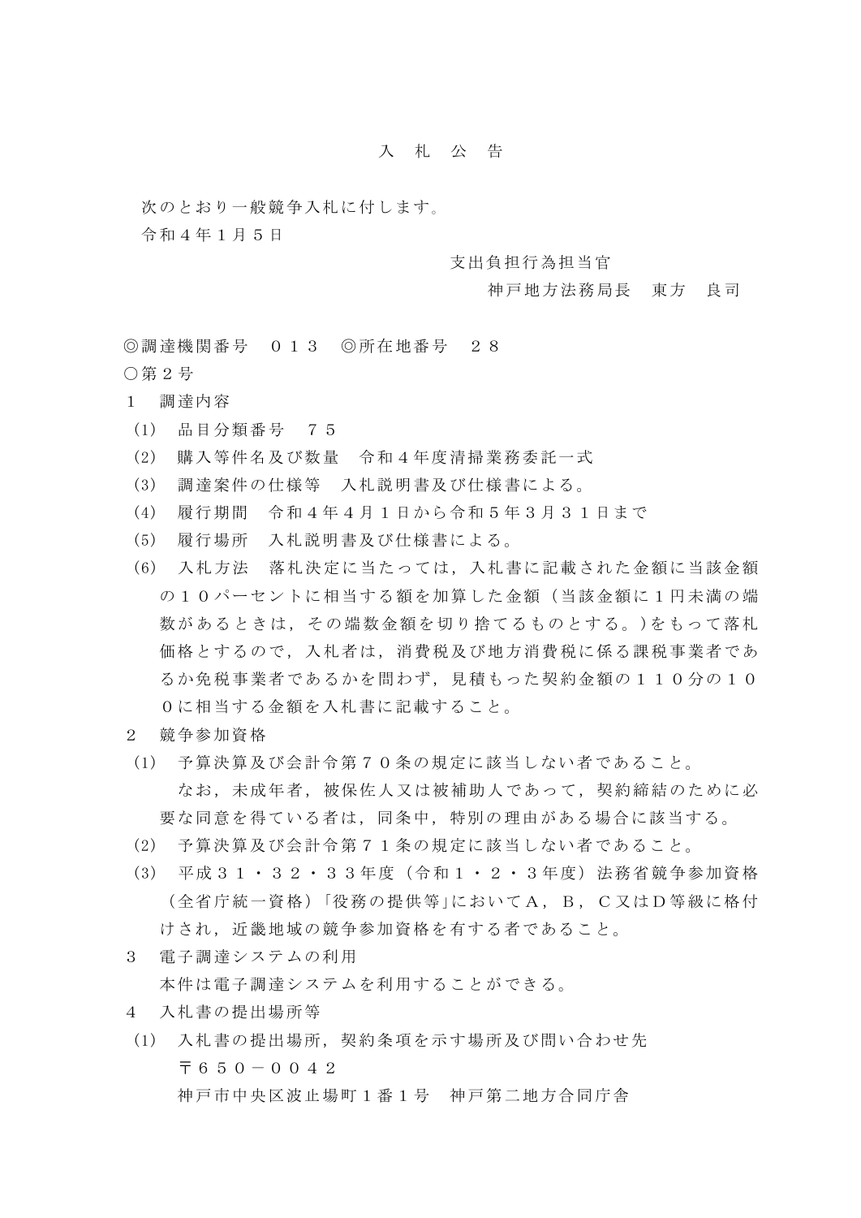# 入　札　公　告

次のとおり一般競争入札に付します。

令和４年１月５日

支出負担行為担当官
神戸地方法務局長　東方　良司

◎調達機関番号　０１３　◎所在地番号　２８

○第２号

１　調達内容

(1)　品目分類番号　７５

(2)　購入等件名及び数量　令和４年度清掃業務委託一式

(3)　調達案件の仕様等　入札説明書及び仕様書による。

(4)　履行期間　令和４年４月１日から令和５年３月３１日まで

(5)　履行場所　入札説明書及び仕様書による。

(6)　入札方法　落札決定に当たっては，入札書に記載された金額に当該金額の１０パーセントに相当する額を加算した金額（当該金額に１円未満の端数があるときは，その端数金額を切り捨てるものとする。)をもって落札価格とするので，入札者は，消費税及び地方消費税に係る課税事業者であるか免税事業者であるかを問わず，見積もった契約金額の１１０分の１００に相当する金額を入札書に記載すること。

２　競争参加資格

(1)　予算決算及び会計令第７０条の規定に該当しない者であること。
　なお，未成年者，被保佐人又は被補助人であって，契約締結のために必要な同意を得ている者は，同条中，特別の理由がある場合に該当する。

(2)　予算決算及び会計令第７１条の規定に該当しない者であること。

(3)　平成３１・３２・３３年度（令和１・２・３年度）法務省競争参加資格（全省庁統一資格）「役務の提供等」においてＡ，Ｂ，Ｃ又はＤ等級に格付けされ，近畿地域の競争参加資格を有する者であること。

３　電子調達システムの利用

本件は電子調達システムを利用することができる。

４　入札書の提出場所等

(1)　入札書の提出場所，契約条項を示す場所及び問い合わせ先
　〒６５０－００４２
　神戸市中央区波止場町１番１号　神戸第二地方合同庁舎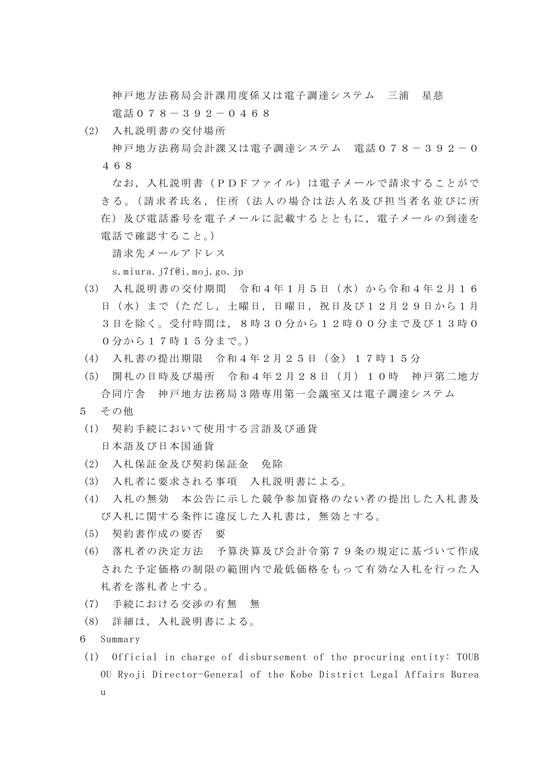神戸地方法務局会計課用度係又は電子調達システム　三浦　星慈

電話０７８－３９２－０４６８

(2)　入札説明書の交付場所

神戸地方法務局会計課又は電子調達システム　電話０７８－３９２－０４６８

なお，入札説明書（ＰＤＦファイル）は電子メールで請求することができる。（請求者氏名，住所（法人の場合は法人名及び担当者名並びに所在）及び電話番号を電子メールに記載するとともに，電子メールの到達を電話で確認すること。）

請求先メールアドレス

s.miura.j7f@i.moj.go.jp

(3)　入札説明書の交付期間　令和４年１月５日（水）から令和４年２月１６日（水）まで（ただし，土曜日，日曜日，祝日及び１２月２９日から１月３日を除く。受付時間は，８時３０分から１２時００分まで及び１３時００分から１７時１５分まで。）

(4)　入札書の提出期限　令和４年２月２５日（金）１７時１５分

(5)　開札の日時及び場所　令和４年２月２８日（月）１０時　神戸第二地方合同庁舎　神戸地方法務局３階専用第一会議室又は電子調達システム

５　その他

(1)　契約手続において使用する言語及び通貨

日本語及び日本国通貨

(2)　入札保証金及び契約保証金　免除

(3)　入札者に要求される事項　入札説明書による。

(4)　入札の無効　本公告に示した競争参加資格のない者の提出した入札書及び入札に関する条件に違反した入札書は，無効とする。

(5)　契約書作成の要否　要

(6)　落札者の決定方法　予算決算及び会計令第７９条の規定に基づいて作成された予定価格の制限の範囲内で最低価格をもって有効な入札を行った入札者を落札者とする。

(7)　手続における交渉の有無　無

(8)　詳細は，入札説明書による。

６　Summary

(1)　Official in charge of disbursement of the procuring entity: TOUBOU Ryoji Director-General of the Kobe District Legal Affairs Bureau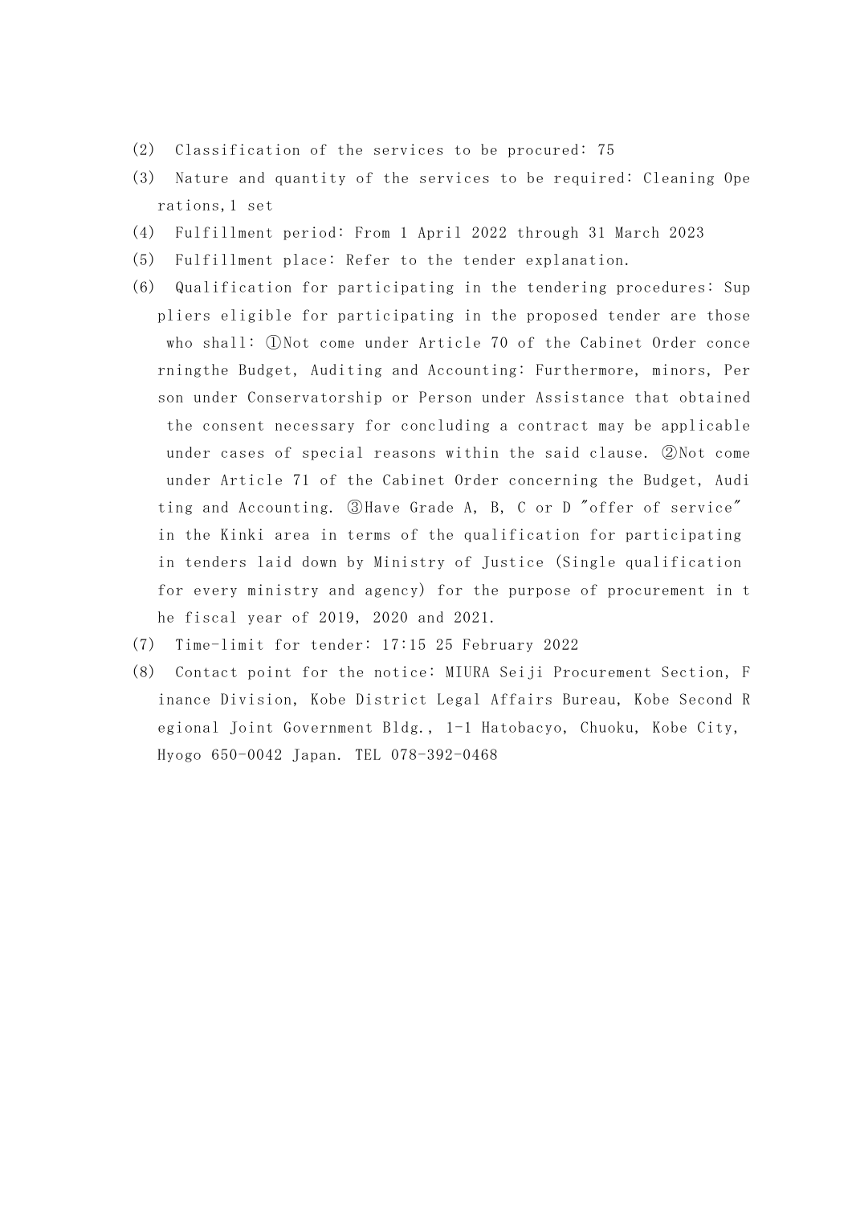(2) Classification of the services to be procured: 75

(3) Nature and quantity of the services to be required: Cleaning Operations,1 set

(4) Fulfillment period: From 1 April 2022 through 31 March 2023

(5) Fulfillment place: Refer to the tender explanation.

(6) Qualification for participating in the tendering procedures: Suppliers eligible for participating in the proposed tender are those who shall: ①Not come under Article 70 of the Cabinet Order concerningthe Budget, Auditing and Accounting: Furthermore, minors, Person under Conservatorship or Person under Assistance that obtained the consent necessary for concluding a contract may be applicable under cases of special reasons within the said clause. ②Not come under Article 71 of the Cabinet Order concerning the Budget, Auditing and Accounting. ③Have Grade A, B, C or D "offer of service" in the Kinki area in terms of the qualification for participating in tenders laid down by Ministry of Justice (Single qualification for every ministry and agency) for the purpose of procurement in the fiscal year of 2019, 2020 and 2021.

(7) Time-limit for tender: 17:15 25 February 2022

(8) Contact point for the notice: MIURA Seiji Procurement Section, Finance Division, Kobe District Legal Affairs Bureau, Kobe Second Regional Joint Government Bldg., 1-1 Hatobacyo, Chuoku, Kobe City, Hyogo 650-0042 Japan. TEL 078-392-0468